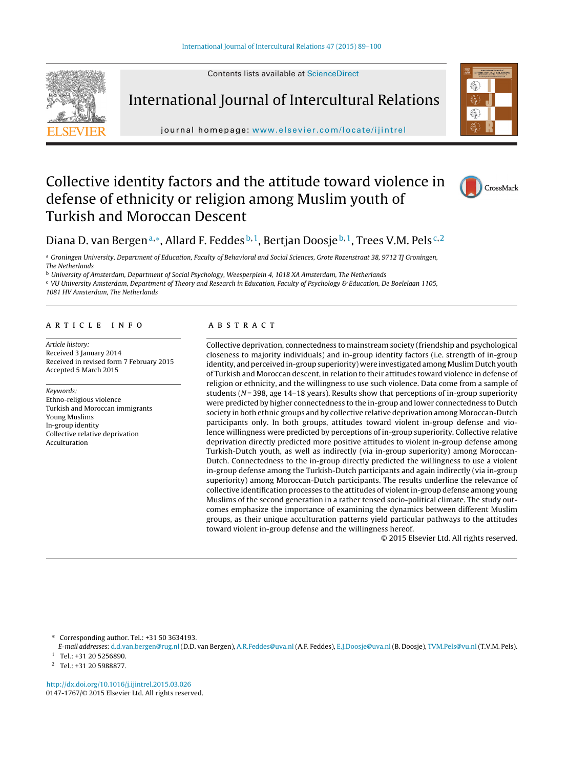# Collective identity factors and the attitude toward violence in defense of ethnicity or religion among Muslim youth of Turkish and Moroccan Descent

Diana D. van Bergen[a,*], Allard F. Feddes[b,1], Bertjan Doosje[b,1], Trees V.M. Pels[c,2]

[a] Groningen University, Department of Education, Faculty of Behavioral and Social Sciences, Grote Rozenstraat 38, 9712 TJ Groningen, The Netherlands

[b] University of Amsterdam, Department of Social Psychology, Weesperplein 4, 1018 XA Amsterdam, The Netherlands

[c] VU University Amsterdam, Department of Theory and Research in Education, Faculty of Psychology & Education, De Boelelaan 1105, 1081 HV Amsterdam, The Netherlands

## ARTICLE INFO

*Article history:*
Received 3 January 2014
Received in revised form 7 February 2015
Accepted 5 March 2015

*Keywords:*
Ethno-religious violence
Turkish and Moroccan immigrants
Young Muslims
In-group identity
Collective relative deprivation
Acculturation

## ABSTRACT

Collective deprivation, connectedness to mainstream society (friendship and psychological closeness to majority individuals) and in-group identity factors (i.e. strength of in-group identity, and perceived in-group superiority) were investigated among Muslim Dutch youth of Turkish and Moroccan descent, in relation to their attitudes toward violence in defense of religion or ethnicity, and the willingness to use such violence. Data come from a sample of students ($N = 398$, age 14–18 years). Results show that perceptions of in-group superiority were predicted by higher connectedness to the in-group and lower connectedness to Dutch society in both ethnic groups and by collective relative deprivation among Moroccan-Dutch participants only. In both groups, attitudes toward violent in-group defense and violence willingness were predicted by perceptions of in-group superiority. Collective relative deprivation directly predicted more positive attitudes to violent in-group defense among Turkish-Dutch youth, as well as indirectly (via in-group superiority) among Moroccan-Dutch. Connectedness to the in-group directly predicted the willingness to use a violent in-group defense among the Turkish-Dutch participants and again indirectly (via in-group superiority) among Moroccan-Dutch participants. The results underline the relevance of collective identification processes to the attitudes of violent in-group defense among young Muslims of the second generation in a rather tensed socio-political climate. The study outcomes emphasize the importance of examining the dynamics between different Muslim groups, as their unique acculturation patterns yield particular pathways to the attitudes toward violent in-group defense and the willingness hereof.

© 2015 Elsevier Ltd. All rights reserved.

---

\* Corresponding author. Tel.: +31 50 3634193.
*E-mail addresses:* d.d.van.bergen@rug.nl (D.D. van Bergen), A.R.Feddes@uva.nl (A.F. Feddes), E.J.Doosje@uva.nl (B. Doosje), TVM.Pels@vu.nl (T.V.M. Pels).

[1] Tel.: +31 20 5256890.

[2] Tel.: +31 20 5988877.

http://dx.doi.org/10.1016/j.ijintrel.2015.03.026
0147-1767/© 2015 Elsevier Ltd. All rights reserved.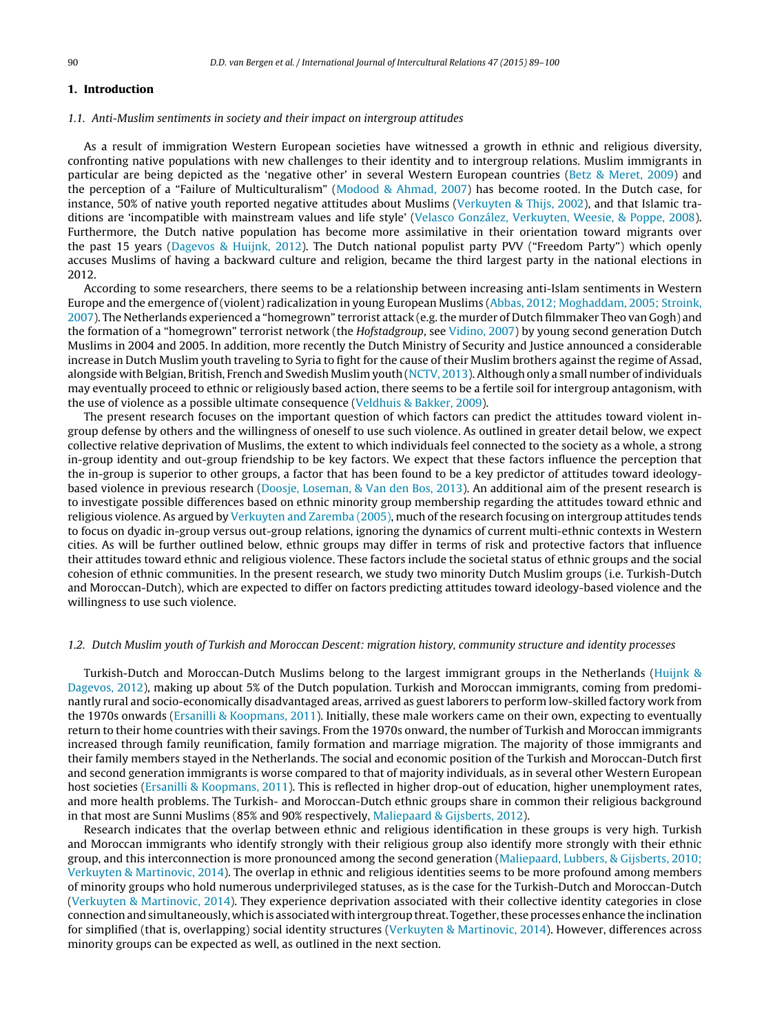## 1. Introduction

### 1.1. Anti-Muslim sentiments in society and their impact on intergroup attitudes

As a result of immigration Western European societies have witnessed a growth in ethnic and religious diversity, confronting native populations with new challenges to their identity and to intergroup relations. Muslim immigrants in particular are being depicted as the 'negative other' in several Western European countries (Betz & Meret, 2009) and the perception of a "Failure of Multiculturalism" (Modood & Ahmad, 2007) has become rooted. In the Dutch case, for instance, 50% of native youth reported negative attitudes about Muslims (Verkuyten & Thijs, 2002), and that Islamic traditions are 'incompatible with mainstream values and life style' (Velasco González, Verkuyten, Weesie, & Poppe, 2008). Furthermore, the Dutch native population has become more assimilative in their orientation toward migrants over the past 15 years (Dagevos & Huijnk, 2012). The Dutch national populist party PVV ("Freedom Party") which openly accuses Muslims of having a backward culture and religion, became the third largest party in the national elections in 2012.

According to some researchers, there seems to be a relationship between increasing anti-Islam sentiments in Western Europe and the emergence of (violent) radicalization in young European Muslims (Abbas, 2012; Moghaddam, 2005; Stroink, 2007). The Netherlands experienced a "homegrown" terrorist attack (e.g. the murder of Dutch filmmaker Theo van Gogh) and the formation of a "homegrown" terrorist network (the *Hofstadgroup*, see Vidino, 2007) by young second generation Dutch Muslims in 2004 and 2005. In addition, more recently the Dutch Ministry of Security and Justice announced a considerable increase in Dutch Muslim youth traveling to Syria to fight for the cause of their Muslim brothers against the regime of Assad, alongside with Belgian, British, French and Swedish Muslim youth (NCTV, 2013). Although only a small number of individuals may eventually proceed to ethnic or religiously based action, there seems to be a fertile soil for intergroup antagonism, with the use of violence as a possible ultimate consequence (Veldhuis & Bakker, 2009).

The present research focuses on the important question of which factors can predict the attitudes toward violent in-group defense by others and the willingness of oneself to use such violence. As outlined in greater detail below, we expect collective relative deprivation of Muslims, the extent to which individuals feel connected to the society as a whole, a strong in-group identity and out-group friendship to be key factors. We expect that these factors influence the perception that the in-group is superior to other groups, a factor that has been found to be a key predictor of attitudes toward ideology-based violence in previous research (Doosje, Loseman, & Van den Bos, 2013). An additional aim of the present research is to investigate possible differences based on ethnic minority group membership regarding the attitudes toward ethnic and religious violence. As argued by Verkuyten and Zaremba (2005), much of the research focusing on intergroup attitudes tends to focus on dyadic in-group versus out-group relations, ignoring the dynamics of current multi-ethnic contexts in Western cities. As will be further outlined below, ethnic groups may differ in terms of risk and protective factors that influence their attitudes toward ethnic and religious violence. These factors include the societal status of ethnic groups and the social cohesion of ethnic communities. In the present research, we study two minority Dutch Muslim groups (i.e. Turkish-Dutch and Moroccan-Dutch), which are expected to differ on factors predicting attitudes toward ideology-based violence and the willingness to use such violence.

### 1.2. Dutch Muslim youth of Turkish and Moroccan Descent: migration history, community structure and identity processes

Turkish-Dutch and Moroccan-Dutch Muslims belong to the largest immigrant groups in the Netherlands (Huijnk & Dagevos, 2012), making up about 5% of the Dutch population. Turkish and Moroccan immigrants, coming from predominantly rural and socio-economically disadvantaged areas, arrived as guest laborers to perform low-skilled factory work from the 1970s onwards (Ersanilli & Koopmans, 2011). Initially, these male workers came on their own, expecting to eventually return to their home countries with their savings. From the 1970s onward, the number of Turkish and Moroccan immigrants increased through family reunification, family formation and marriage migration. The majority of those immigrants and their family members stayed in the Netherlands. The social and economic position of the Turkish and Moroccan-Dutch first and second generation immigrants is worse compared to that of majority individuals, as in several other Western European host societies (Ersanilli & Koopmans, 2011). This is reflected in higher drop-out of education, higher unemployment rates, and more health problems. The Turkish- and Moroccan-Dutch ethnic groups share in common their religious background in that most are Sunni Muslims (85% and 90% respectively, Maliepaard & Gijsberts, 2012).

Research indicates that the overlap between ethnic and religious identification in these groups is very high. Turkish and Moroccan immigrants who identify strongly with their religious group also identify more strongly with their ethnic group, and this interconnection is more pronounced among the second generation (Maliepaard, Lubbers, & Gijsberts, 2010; Verkuyten & Martinovic, 2014). The overlap in ethnic and religious identities seems to be more profound among members of minority groups who hold numerous underprivileged statuses, as is the case for the Turkish-Dutch and Moroccan-Dutch (Verkuyten & Martinovic, 2014). They experience deprivation associated with their collective identity categories in close connection and simultaneously, which is associated with intergroup threat. Together, these processes enhance the inclination for simplified (that is, overlapping) social identity structures (Verkuyten & Martinovic, 2014). However, differences across minority groups can be expected as well, as outlined in the next section.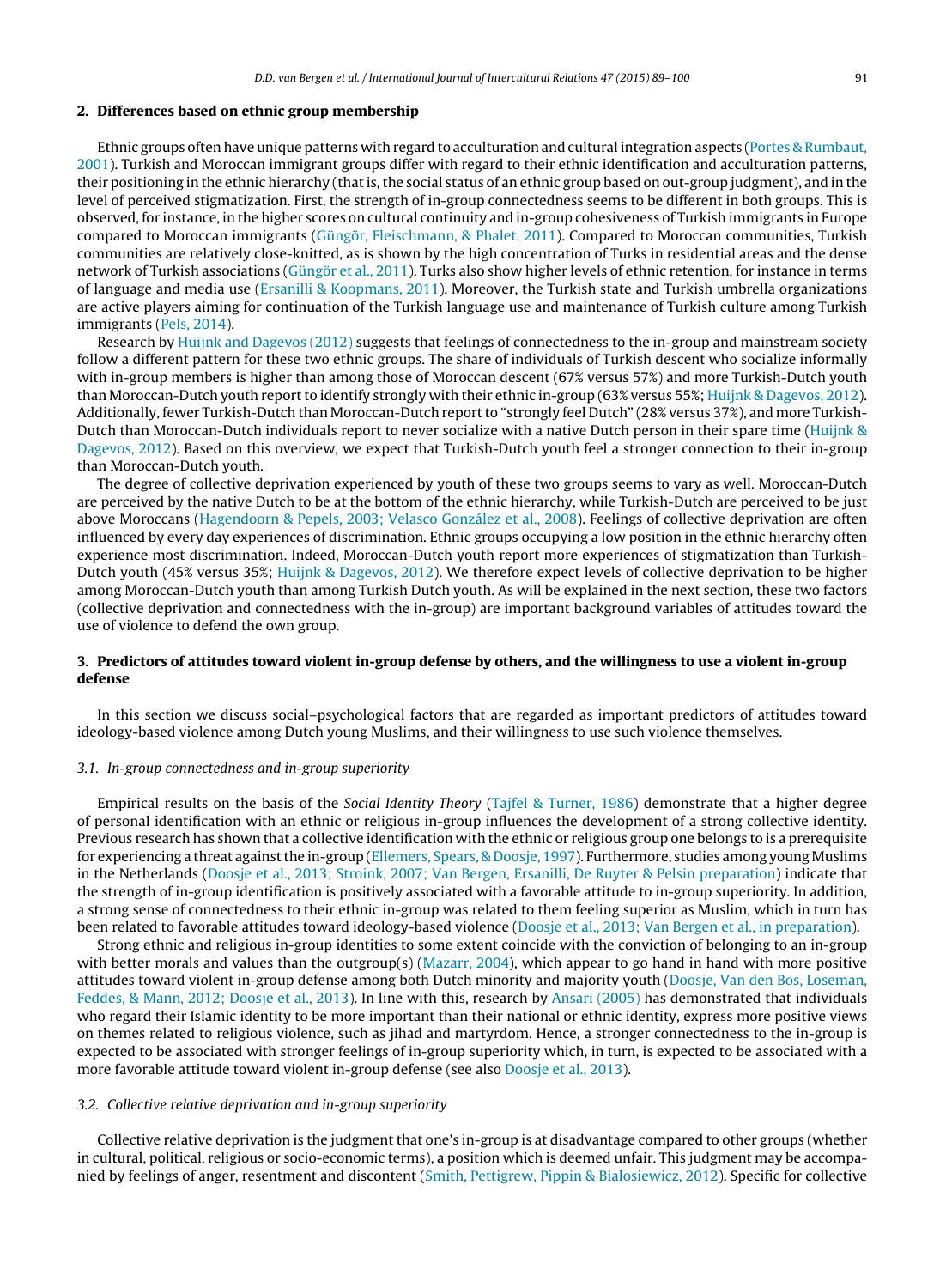## 2. Differences based on ethnic group membership

Ethnic groups often have unique patterns with regard to acculturation and cultural integration aspects (Portes & Rumbaut, 2001). Turkish and Moroccan immigrant groups differ with regard to their ethnic identification and acculturation patterns, their positioning in the ethnic hierarchy (that is, the social status of an ethnic group based on out-group judgment), and in the level of perceived stigmatization. First, the strength of in-group connectedness seems to be different in both groups. This is observed, for instance, in the higher scores on cultural continuity and in-group cohesiveness of Turkish immigrants in Europe compared to Moroccan immigrants (Güngör, Fleischmann, & Phalet, 2011). Compared to Moroccan communities, Turkish communities are relatively close-knitted, as is shown by the high concentration of Turks in residential areas and the dense network of Turkish associations (Güngör et al., 2011). Turks also show higher levels of ethnic retention, for instance in terms of language and media use (Ersanilli & Koopmans, 2011). Moreover, the Turkish state and Turkish umbrella organizations are active players aiming for continuation of the Turkish language use and maintenance of Turkish culture among Turkish immigrants (Pels, 2014).

Research by Huijnk and Dagevos (2012) suggests that feelings of connectedness to the in-group and mainstream society follow a different pattern for these two ethnic groups. The share of individuals of Turkish descent who socialize informally with in-group members is higher than among those of Moroccan descent (67% versus 57%) and more Turkish-Dutch youth than Moroccan-Dutch youth report to identify strongly with their ethnic in-group (63% versus 55%; Huijnk & Dagevos, 2012). Additionally, fewer Turkish-Dutch than Moroccan-Dutch report to "strongly feel Dutch" (28% versus 37%), and more Turkish-Dutch than Moroccan-Dutch individuals report to never socialize with a native Dutch person in their spare time (Huijnk & Dagevos, 2012). Based on this overview, we expect that Turkish-Dutch youth feel a stronger connection to their in-group than Moroccan-Dutch youth.

The degree of collective deprivation experienced by youth of these two groups seems to vary as well. Moroccan-Dutch are perceived by the native Dutch to be at the bottom of the ethnic hierarchy, while Turkish-Dutch are perceived to be just above Moroccans (Hagendoorn & Pepels, 2003; Velasco González et al., 2008). Feelings of collective deprivation are often influenced by every day experiences of discrimination. Ethnic groups occupying a low position in the ethnic hierarchy often experience most discrimination. Indeed, Moroccan-Dutch youth report more experiences of stigmatization than Turkish-Dutch youth (45% versus 35%; Huijnk & Dagevos, 2012). We therefore expect levels of collective deprivation to be higher among Moroccan-Dutch youth than among Turkish Dutch youth. As will be explained in the next section, these two factors (collective deprivation and connectedness with the in-group) are important background variables of attitudes toward the use of violence to defend the own group.

## 3. Predictors of attitudes toward violent in-group defense by others, and the willingness to use a violent in-group defense

In this section we discuss social–psychological factors that are regarded as important predictors of attitudes toward ideology-based violence among Dutch young Muslims, and their willingness to use such violence themselves.

### 3.1. In-group connectedness and in-group superiority

Empirical results on the basis of the *Social Identity Theory* (Tajfel & Turner, 1986) demonstrate that a higher degree of personal identification with an ethnic or religious in-group influences the development of a strong collective identity. Previous research has shown that a collective identification with the ethnic or religious group one belongs to is a prerequisite for experiencing a threat against the in-group (Ellemers, Spears, & Doosje, 1997). Furthermore, studies among young Muslims in the Netherlands (Doosje et al., 2013; Stroink, 2007; Van Bergen, Ersanilli, De Ruyter & Pelsin preparation) indicate that the strength of in-group identification is positively associated with a favorable attitude to in-group superiority. In addition, a strong sense of connectedness to their ethnic in-group was related to them feeling superior as Muslim, which in turn has been related to favorable attitudes toward ideology-based violence (Doosje et al., 2013; Van Bergen et al., in preparation).

Strong ethnic and religious in-group identities to some extent coincide with the conviction of belonging to an in-group with better morals and values than the outgroup(s) (Mazarr, 2004), which appear to go hand in hand with more positive attitudes toward violent in-group defense among both Dutch minority and majority youth (Doosje, Van den Bos, Loseman, Feddes, & Mann, 2012; Doosje et al., 2013). In line with this, research by Ansari (2005) has demonstrated that individuals who regard their Islamic identity to be more important than their national or ethnic identity, express more positive views on themes related to religious violence, such as jihad and martyrdom. Hence, a stronger connectedness to the in-group is expected to be associated with stronger feelings of in-group superiority which, in turn, is expected to be associated with a more favorable attitude toward violent in-group defense (see also Doosje et al., 2013).

### 3.2. Collective relative deprivation and in-group superiority

Collective relative deprivation is the judgment that one's in-group is at disadvantage compared to other groups (whether in cultural, political, religious or socio-economic terms), a position which is deemed unfair. This judgment may be accompanied by feelings of anger, resentment and discontent (Smith, Pettigrew, Pippin & Bialosiewicz, 2012). Specific for collective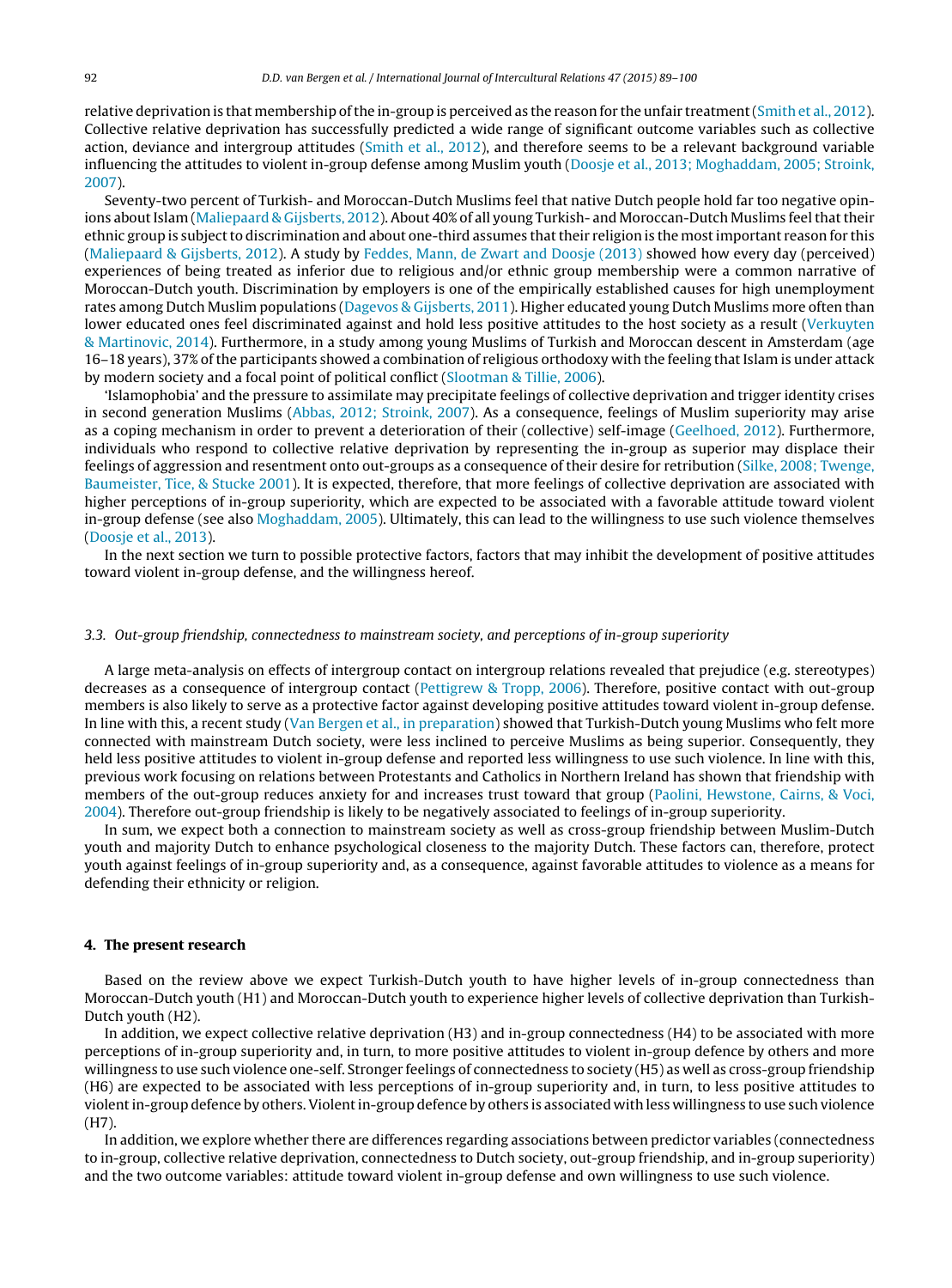relative deprivation is that membership of the in-group is perceived as the reason for the unfair treatment (Smith et al., 2012). Collective relative deprivation has successfully predicted a wide range of significant outcome variables such as collective action, deviance and intergroup attitudes (Smith et al., 2012), and therefore seems to be a relevant background variable influencing the attitudes to violent in-group defense among Muslim youth (Doosje et al., 2013; Moghaddam, 2005; Stroink, 2007).

Seventy-two percent of Turkish- and Moroccan-Dutch Muslims feel that native Dutch people hold far too negative opinions about Islam (Maliepaard & Gijsberts, 2012). About 40% of all young Turkish- and Moroccan-Dutch Muslims feel that their ethnic group is subject to discrimination and about one-third assumes that their religion is the most important reason for this (Maliepaard & Gijsberts, 2012). A study by Feddes, Mann, de Zwart and Doosje (2013) showed how every day (perceived) experiences of being treated as inferior due to religious and/or ethnic group membership were a common narrative of Moroccan-Dutch youth. Discrimination by employers is one of the empirically established causes for high unemployment rates among Dutch Muslim populations (Dagevos & Gijsberts, 2011). Higher educated young Dutch Muslims more often than lower educated ones feel discriminated against and hold less positive attitudes to the host society as a result (Verkuyten & Martinovic, 2014). Furthermore, in a study among young Muslims of Turkish and Moroccan descent in Amsterdam (age 16–18 years), 37% of the participants showed a combination of religious orthodoxy with the feeling that Islam is under attack by modern society and a focal point of political conflict (Slootman & Tillie, 2006).

'Islamophobia' and the pressure to assimilate may precipitate feelings of collective deprivation and trigger identity crises in second generation Muslims (Abbas, 2012; Stroink, 2007). As a consequence, feelings of Muslim superiority may arise as a coping mechanism in order to prevent a deterioration of their (collective) self-image (Geelhoed, 2012). Furthermore, individuals who respond to collective relative deprivation by representing the in-group as superior may displace their feelings of aggression and resentment onto out-groups as a consequence of their desire for retribution (Silke, 2008; Twenge, Baumeister, Tice, & Stucke 2001). It is expected, therefore, that more feelings of collective deprivation are associated with higher perceptions of in-group superiority, which are expected to be associated with a favorable attitude toward violent in-group defense (see also Moghaddam, 2005). Ultimately, this can lead to the willingness to use such violence themselves (Doosje et al., 2013).

In the next section we turn to possible protective factors, factors that may inhibit the development of positive attitudes toward violent in-group defense, and the willingness hereof.

### 3.3. *Out-group friendship, connectedness to mainstream society, and perceptions of in-group superiority*

A large meta-analysis on effects of intergroup contact on intergroup relations revealed that prejudice (e.g. stereotypes) decreases as a consequence of intergroup contact (Pettigrew & Tropp, 2006). Therefore, positive contact with out-group members is also likely to serve as a protective factor against developing positive attitudes toward violent in-group defense. In line with this, a recent study (Van Bergen et al., in preparation) showed that Turkish-Dutch young Muslims who felt more connected with mainstream Dutch society, were less inclined to perceive Muslims as being superior. Consequently, they held less positive attitudes to violent in-group defense and reported less willingness to use such violence. In line with this, previous work focusing on relations between Protestants and Catholics in Northern Ireland has shown that friendship with members of the out-group reduces anxiety for and increases trust toward that group (Paolini, Hewstone, Cairns, & Voci, 2004). Therefore out-group friendship is likely to be negatively associated to feelings of in-group superiority.

In sum, we expect both a connection to mainstream society as well as cross-group friendship between Muslim-Dutch youth and majority Dutch to enhance psychological closeness to the majority Dutch. These factors can, therefore, protect youth against feelings of in-group superiority and, as a consequence, against favorable attitudes to violence as a means for defending their ethnicity or religion.

## 4. The present research

Based on the review above we expect Turkish-Dutch youth to have higher levels of in-group connectedness than Moroccan-Dutch youth (H1) and Moroccan-Dutch youth to experience higher levels of collective deprivation than Turkish-Dutch youth (H2).

In addition, we expect collective relative deprivation (H3) and in-group connectedness (H4) to be associated with more perceptions of in-group superiority and, in turn, to more positive attitudes to violent in-group defence by others and more willingness to use such violence one-self. Stronger feelings of connectedness to society (H5) as well as cross-group friendship (H6) are expected to be associated with less perceptions of in-group superiority and, in turn, to less positive attitudes to violent in-group defence by others. Violent in-group defence by others is associated with less willingness to use such violence (H7).

In addition, we explore whether there are differences regarding associations between predictor variables (connectedness to in-group, collective relative deprivation, connectedness to Dutch society, out-group friendship, and in-group superiority) and the two outcome variables: attitude toward violent in-group defense and own willingness to use such violence.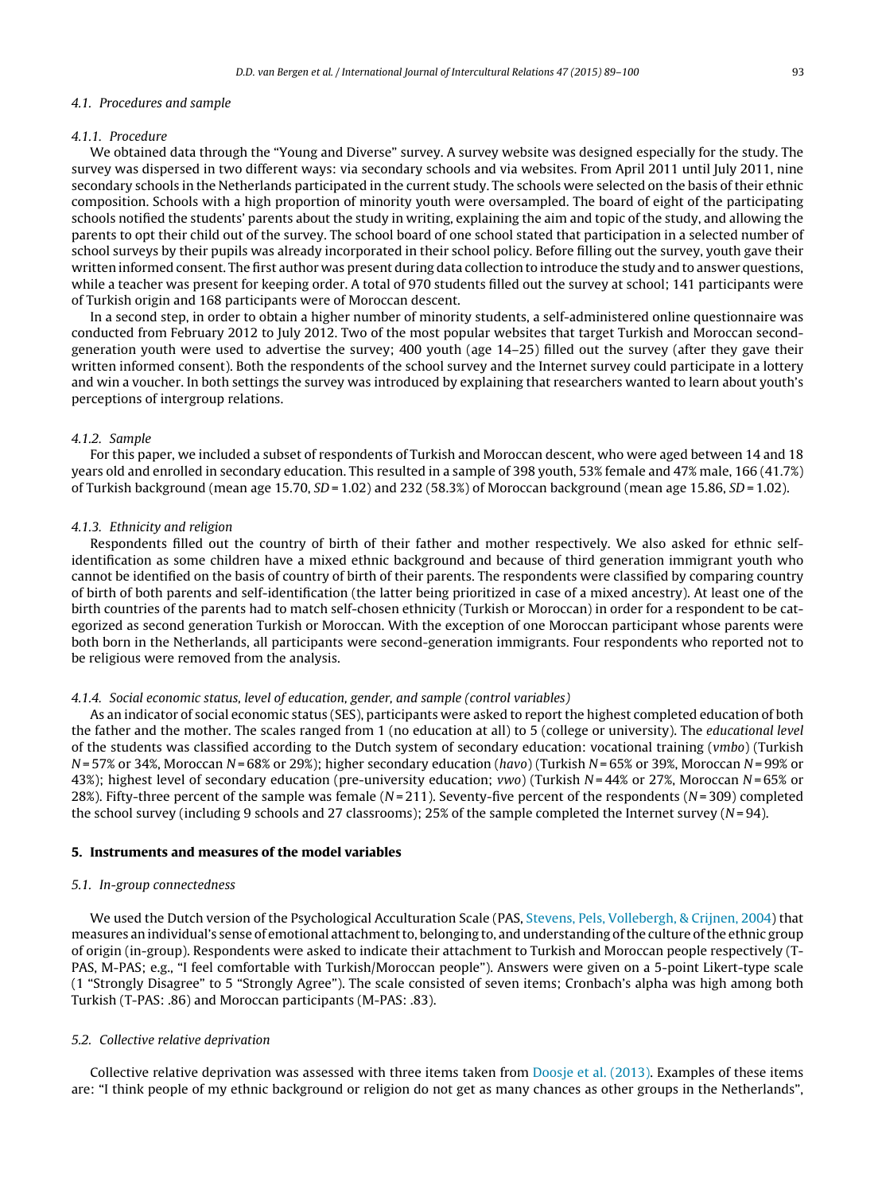### 4.1. Procedures and sample

#### 4.1.1. Procedure

We obtained data through the "Young and Diverse" survey. A survey website was designed especially for the study. The survey was dispersed in two different ways: via secondary schools and via websites. From April 2011 until July 2011, nine secondary schools in the Netherlands participated in the current study. The schools were selected on the basis of their ethnic composition. Schools with a high proportion of minority youth were oversampled. The board of eight of the participating schools notified the students' parents about the study in writing, explaining the aim and topic of the study, and allowing the parents to opt their child out of the survey. The school board of one school stated that participation in a selected number of school surveys by their pupils was already incorporated in their school policy. Before filling out the survey, youth gave their written informed consent. The first author was present during data collection to introduce the study and to answer questions, while a teacher was present for keeping order. A total of 970 students filled out the survey at school; 141 participants were of Turkish origin and 168 participants were of Moroccan descent.

In a second step, in order to obtain a higher number of minority students, a self-administered online questionnaire was conducted from February 2012 to July 2012. Two of the most popular websites that target Turkish and Moroccan second-generation youth were used to advertise the survey; 400 youth (age 14–25) filled out the survey (after they gave their written informed consent). Both the respondents of the school survey and the Internet survey could participate in a lottery and win a voucher. In both settings the survey was introduced by explaining that researchers wanted to learn about youth's perceptions of intergroup relations.

#### 4.1.2. Sample

For this paper, we included a subset of respondents of Turkish and Moroccan descent, who were aged between 14 and 18 years old and enrolled in secondary education. This resulted in a sample of 398 youth, 53% female and 47% male, 166 (41.7%) of Turkish background (mean age 15.70, $SD = 1.02$) and 232 (58.3%) of Moroccan background (mean age 15.86, $SD = 1.02$).

#### 4.1.3. Ethnicity and religion

Respondents filled out the country of birth of their father and mother respectively. We also asked for ethnic self-identification as some children have a mixed ethnic background and because of third generation immigrant youth who cannot be identified on the basis of country of birth of their parents. The respondents were classified by comparing country of birth of both parents and self-identification (the latter being prioritized in case of a mixed ancestry). At least one of the birth countries of the parents had to match self-chosen ethnicity (Turkish or Moroccan) in order for a respondent to be categorized as second generation Turkish or Moroccan. With the exception of one Moroccan participant whose parents were both born in the Netherlands, all participants were second-generation immigrants. Four respondents who reported not to be religious were removed from the analysis.

#### 4.1.4. Social economic status, level of education, gender, and sample (control variables)

As an indicator of social economic status (SES), participants were asked to report the highest completed education of both the father and the mother. The scales ranged from 1 (no education at all) to 5 (college or university). The *educational level* of the students was classified according to the Dutch system of secondary education: vocational training (*vmbo*) (Turkish $N = 57\%$ or 34%, Moroccan $N = 68\%$ or 29%); higher secondary education (*havo*) (Turkish $N = 65\%$ or 39%, Moroccan $N = 99\%$ or 43%); highest level of secondary education (pre-university education; *vwo*) (Turkish $N = 44\%$ or 27%, Moroccan $N = 65\%$ or 28%). Fifty-three percent of the sample was female ($N = 211$). Seventy-five percent of the respondents ($N = 309$) completed the school survey (including 9 schools and 27 classrooms); 25% of the sample completed the Internet survey ($N = 94$).

## 5. Instruments and measures of the model variables

### 5.1. In-group connectedness

We used the Dutch version of the Psychological Acculturation Scale (PAS, Stevens, Pels, Vollebergh, & Crijnen, 2004) that measures an individual's sense of emotional attachment to, belonging to, and understanding of the culture of the ethnic group of origin (in-group). Respondents were asked to indicate their attachment to Turkish and Moroccan people respectively (T-PAS, M-PAS; e.g., "I feel comfortable with Turkish/Moroccan people"). Answers were given on a 5-point Likert-type scale (1 "Strongly Disagree" to 5 "Strongly Agree"). The scale consisted of seven items; Cronbach's alpha was high among both Turkish (T-PAS: .86) and Moroccan participants (M-PAS: .83).

### 5.2. Collective relative deprivation

Collective relative deprivation was assessed with three items taken from Doosje et al. (2013). Examples of these items are: "I think people of my ethnic background or religion do not get as many chances as other groups in the Netherlands",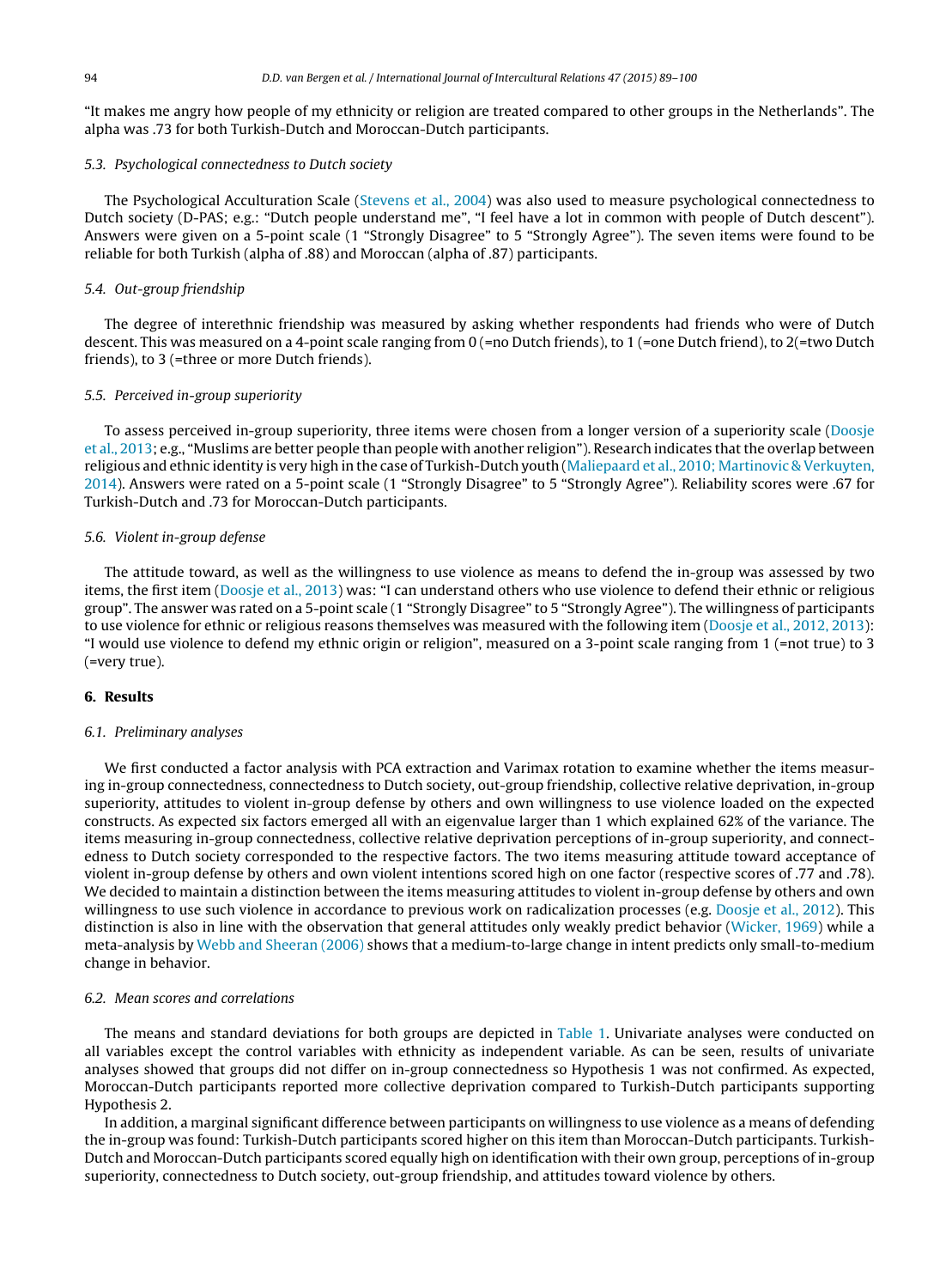"It makes me angry how people of my ethnicity or religion are treated compared to other groups in the Netherlands". The alpha was .73 for both Turkish-Dutch and Moroccan-Dutch participants.

### 5.3. Psychological connectedness to Dutch society

The Psychological Acculturation Scale (Stevens et al., 2004) was also used to measure psychological connectedness to Dutch society (D-PAS; e.g.: "Dutch people understand me", "I feel have a lot in common with people of Dutch descent"). Answers were given on a 5-point scale (1 "Strongly Disagree" to 5 "Strongly Agree"). The seven items were found to be reliable for both Turkish (alpha of .88) and Moroccan (alpha of .87) participants.

### 5.4. Out-group friendship

The degree of interethnic friendship was measured by asking whether respondents had friends who were of Dutch descent. This was measured on a 4-point scale ranging from 0 (=no Dutch friends), to 1 (=one Dutch friend), to 2(=two Dutch friends), to 3 (=three or more Dutch friends).

### 5.5. Perceived in-group superiority

To assess perceived in-group superiority, three items were chosen from a longer version of a superiority scale (Doosje et al., 2013; e.g., "Muslims are better people than people with another religion"). Research indicates that the overlap between religious and ethnic identity is very high in the case of Turkish-Dutch youth (Maliepaard et al., 2010; Martinovic & Verkuyten, 2014). Answers were rated on a 5-point scale (1 "Strongly Disagree" to 5 "Strongly Agree"). Reliability scores were .67 for Turkish-Dutch and .73 for Moroccan-Dutch participants.

### 5.6. Violent in-group defense

The attitude toward, as well as the willingness to use violence as means to defend the in-group was assessed by two items, the first item (Doosje et al., 2013) was: "I can understand others who use violence to defend their ethnic or religious group". The answer was rated on a 5-point scale (1 "Strongly Disagree" to 5 "Strongly Agree"). The willingness of participants to use violence for ethnic or religious reasons themselves was measured with the following item (Doosje et al., 2012, 2013): "I would use violence to defend my ethnic origin or religion", measured on a 3-point scale ranging from 1 (=not true) to 3 (=very true).

## 6. Results

### 6.1. Preliminary analyses

We first conducted a factor analysis with PCA extraction and Varimax rotation to examine whether the items measuring in-group connectedness, connectedness to Dutch society, out-group friendship, collective relative deprivation, in-group superiority, attitudes to violent in-group defense by others and own willingness to use violence loaded on the expected constructs. As expected six factors emerged all with an eigenvalue larger than 1 which explained 62% of the variance. The items measuring in-group connectedness, collective relative deprivation perceptions of in-group superiority, and connectedness to Dutch society corresponded to the respective factors. The two items measuring attitude toward acceptance of violent in-group defense by others and own violent intentions scored high on one factor (respective scores of .77 and .78). We decided to maintain a distinction between the items measuring attitudes to violent in-group defense by others and own willingness to use such violence in accordance to previous work on radicalization processes (e.g. Doosje et al., 2012). This distinction is also in line with the observation that general attitudes only weakly predict behavior (Wicker, 1969) while a meta-analysis by Webb and Sheeran (2006) shows that a medium-to-large change in intent predicts only small-to-medium change in behavior.

### 6.2. Mean scores and correlations

The means and standard deviations for both groups are depicted in Table 1. Univariate analyses were conducted on all variables except the control variables with ethnicity as independent variable. As can be seen, results of univariate analyses showed that groups did not differ on in-group connectedness so Hypothesis 1 was not confirmed. As expected, Moroccan-Dutch participants reported more collective deprivation compared to Turkish-Dutch participants supporting Hypothesis 2.

In addition, a marginal significant difference between participants on willingness to use violence as a means of defending the in-group was found: Turkish-Dutch participants scored higher on this item than Moroccan-Dutch participants. Turkish-Dutch and Moroccan-Dutch participants scored equally high on identification with their own group, perceptions of in-group superiority, connectedness to Dutch society, out-group friendship, and attitudes toward violence by others.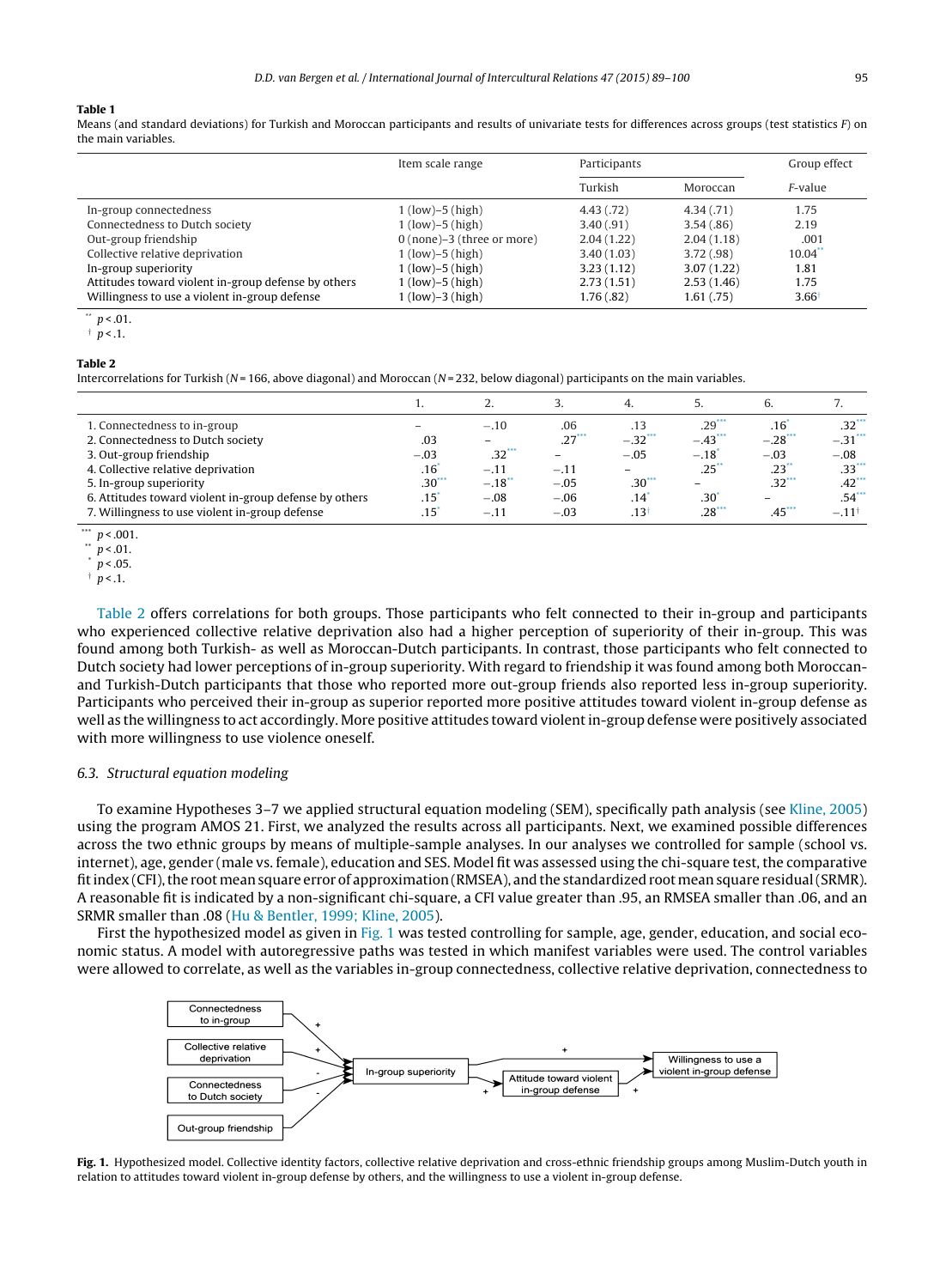**Table 1**
Means (and standard deviations) for Turkish and Moroccan participants and results of univariate tests for differences across groups (test statistics *F*) on the main variables.

| | Item scale range | Participants | | Group effect |
|---|---|---|---|---|
| | | Turkish | Moroccan | *F*-value |
| In-group connectedness | 1 (low)–5 (high) | 4.43 (.72) | 4.34 (.71) | 1.75 |
| Connectedness to Dutch society | 1 (low)–5 (high) | 3.40 (.91) | 3.54 (.86) | 2.19 |
| Out-group friendship | 0 (none)–3 (three or more) | 2.04 (1.22) | 2.04 (1.18) | .001 |
| Collective relative deprivation | 1 (low)–5 (high) | 3.40 (1.03) | 3.72 (.98) | 10.04** |
| In-group superiority | 1 (low)–5 (high) | 3.23 (1.12) | 3.07 (1.22) | 1.81 |
| Attitudes toward violent in-group defense by others | 1 (low)–5 (high) | 2.73 (1.51) | 2.53 (1.46) | 1.75 |
| Willingness to use a violent in-group defense | 1 (low)–3 (high) | 1.76 (.82) | 1.61 (.75) | 3.66† |

** $p < .01$.
† $p < .1$.

**Table 2**
Intercorrelations for Turkish ($N = 166$, above diagonal) and Moroccan ($N = 232$, below diagonal) participants on the main variables.

| | 1. | 2. | 3. | 4. | 5. | 6. | 7. |
|---|---|---|---|---|---|---|---|
| 1. Connectedness to in-group | – | −.10 | .06 | .13 | .29*** | .16* | .32*** |
| 2. Connectedness to Dutch society | .03 | – | .27*** | −.32*** | −.43*** | −.28*** | −.31*** |
| 3. Out-group friendship | −.03 | .32*** | – | −.05 | −.18* | −.03 | −.08 |
| 4. Collective relative deprivation | .16* | −.11 | −.11 | – | .25** | .23** | .33*** |
| 5. In-group superiority | .30*** | −.18** | −.05 | .30*** | – | .32*** | .42*** |
| 6. Attitudes toward violent in-group defense by others | .15* | −.08 | −.06 | .14* | .30* | – | .54*** |
| 7. Willingness to use violent in-group defense | .15* | −.11 | −.03 | .13† | .28*** | .45*** | −.11† |

*** $p < .001$.
** $p < .01$.
* $p < .05$.
† $p < .1$.

Table 2 offers correlations for both groups. Those participants who felt connected to their in-group and participants who experienced collective relative deprivation also had a higher perception of superiority of their in-group. This was found among both Turkish- as well as Moroccan-Dutch participants. In contrast, those participants who felt connected to Dutch society had lower perceptions of in-group superiority. With regard to friendship it was found among both Moroccan- and Turkish-Dutch participants that those who reported more out-group friends also reported less in-group superiority. Participants who perceived their in-group as superior reported more positive attitudes toward violent in-group defense as well as the willingness to act accordingly. More positive attitudes toward violent in-group defense were positively associated with more willingness to use violence oneself.

### 6.3. Structural equation modeling

To examine Hypotheses 3–7 we applied structural equation modeling (SEM), specifically path analysis (see Kline, 2005) using the program AMOS 21. First, we analyzed the results across all participants. Next, we examined possible differences across the two ethnic groups by means of multiple-sample analyses. In our analyses we controlled for sample (school vs. internet), age, gender (male vs. female), education and SES. Model fit was assessed using the chi-square test, the comparative fit index (CFI), the root mean square error of approximation (RMSEA), and the standardized root mean square residual (SRMR). A reasonable fit is indicated by a non-significant chi-square, a CFI value greater than .95, an RMSEA smaller than .06, and an SRMR smaller than .08 (Hu & Bentler, 1999; Kline, 2005).

First the hypothesized model as given in Fig. 1 was tested controlling for sample, age, gender, education, and social economic status. A model with autoregressive paths was tested in which manifest variables were used. The control variables were allowed to correlate, as well as the variables in-group connectedness, collective relative deprivation, connectedness to

**Fig. 1.** Hypothesized model. Collective identity factors, collective relative deprivation and cross-ethnic friendship groups among Muslim-Dutch youth in relation to attitudes toward violent in-group defense by others, and the willingness to use a violent in-group defense.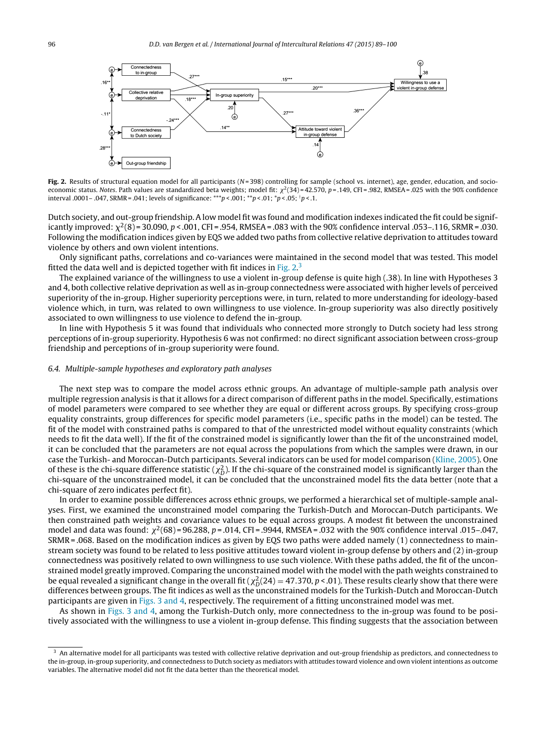Connectedness to in-group

Collective relative deprivation

Connectedness to Dutch society

Out-group friendship

In-group superiority

Attitude toward violent in-group defense

Willingness to use a violent in-group defense

.16**

-.11*

.28***

.27***

.18***

-.24***

.14**

.15***

.20***

.27***

.36***

.20

.14

.38

e

**Fig. 2.** Results of structural equation model for all participants ($N$ = 398) controlling for sample (school vs. internet), age, gender, education, and socio-economic status. *Notes.* Path values are standardized beta weights; model fit: $\chi^2(34)$ = 42.570, $p$ = .149, CFI = .982, RMSEA = .025 with the 90% confidence interval .0001– .047, SRMR = .041; levels of significance: $^{***}p < .001$; $^{**}p < .01$; $^{*}p < .05$; $^{\dagger}p < .1$.

Dutch society, and out-group friendship. A low model fit was found and modification indexes indicated the fit could be significantly improved: $\chi^2(8)$ = 30.090, $p < .001$, CFI = .954, RMSEA = .083 with the 90% confidence interval .053–.116, SRMR = .030. Following the modification indices given by EQS we added two paths from collective relative deprivation to attitudes toward violence by others and own violent intentions.

Only significant paths, correlations and co-variances were maintained in the second model that was tested. This model fitted the data well and is depicted together with fit indices in Fig. 2.[3]

The explained variance of the willingness to use a violent in-group defense is quite high (.38). In line with Hypotheses 3 and 4, both collective relative deprivation as well as in-group connectedness were associated with higher levels of perceived superiority of the in-group. Higher superiority perceptions were, in turn, related to more understanding for ideology-based violence which, in turn, was related to own willingness to use violence. In-group superiority was also directly positively associated to own willingness to use violence to defend the in-group.

In line with Hypothesis 5 it was found that individuals who connected more strongly to Dutch society had less strong perceptions of in-group superiority. Hypothesis 6 was not confirmed: no direct significant association between cross-group friendship and perceptions of in-group superiority were found.

### 6.4. Multiple-sample hypotheses and exploratory path analyses

The next step was to compare the model across ethnic groups. An advantage of multiple-sample path analysis over multiple regression analysis is that it allows for a direct comparison of different paths in the model. Specifically, estimations of model parameters were compared to see whether they are equal or different across groups. By specifying cross-group equality constraints, group differences for specific model parameters (i.e., specific paths in the model) can be tested. The fit of the model with constrained paths is compared to that of the unrestricted model without equality constraints (which needs to fit the data well). If the fit of the constrained model is significantly lower than the fit of the unconstrained model, it can be concluded that the parameters are not equal across the populations from which the samples were drawn, in our case the Turkish- and Moroccan-Dutch participants. Several indicators can be used for model comparison (Kline, 2005). One of these is the chi-square difference statistic ($\chi^2_D$). If the chi-square of the constrained model is significantly larger than the chi-square of the unconstrained model, it can be concluded that the unconstrained model fits the data better (note that a chi-square of zero indicates perfect fit).

In order to examine possible differences across ethnic groups, we performed a hierarchical set of multiple-sample analyses. First, we examined the unconstrained model comparing the Turkish-Dutch and Moroccan-Dutch participants. We then constrained path weights and covariance values to be equal across groups. A modest fit between the unconstrained model and data was found: $\chi^2(68)$ = 96.288, $p$ = .014, CFI = .9944, RMSEA = .032 with the 90% confidence interval .015–.047, SRMR = .068. Based on the modification indices as given by EQS two paths were added namely (1) connectedness to mainstream society was found to be related to less positive attitudes toward violent in-group defense by others and (2) in-group connectedness was positively related to own willingness to use such violence. With these paths added, the fit of the unconstrained model greatly improved. Comparing the unconstrained model with the model with the path weights constrained to be equal revealed a significant change in the overall fit ($\chi^2_D(24) = 47.370$, $p < .01$). These results clearly show that there were differences between groups. The fit indices as well as the unconstrained models for the Turkish-Dutch and Moroccan-Dutch participants are given in Figs. 3 and 4, respectively. The requirement of a fitting unconstrained model was met.

As shown in Figs. 3 and 4, among the Turkish-Dutch only, more connectedness to the in-group was found to be positively associated with the willingness to use a violent in-group defense. This finding suggests that the association between

[3] An alternative model for all participants was tested with collective relative deprivation and out-group friendship as predictors, and connectedness to the in-group, in-group superiority, and connectedness to Dutch society as mediators with attitudes toward violence and own violent intentions as outcome variables. The alternative model did not fit the data better than the theoretical model.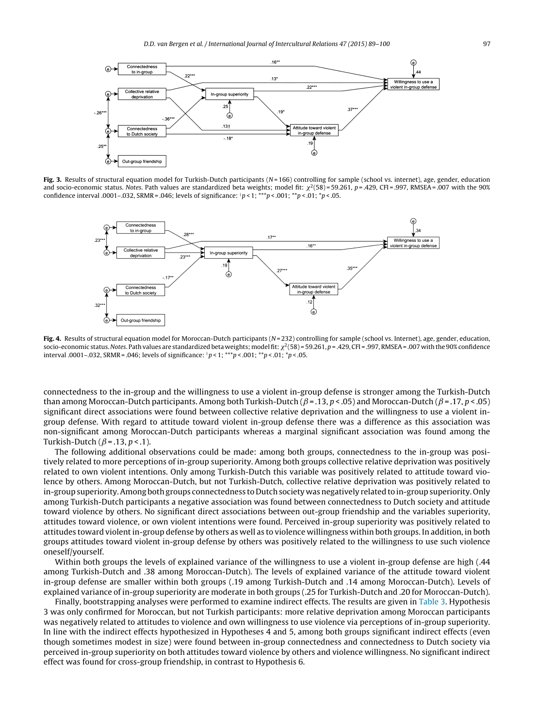e

Connectedness to in-group

.16**

e

.44

.22***

.13*

Willingness to use a violent in-group defense

e

Collective relative deprivation

In-group superiority

.22***

-.26***

.25

.19*

.37***

e

-.36***

.13†

e

Connectedness to Dutch society

Attitude toward violent in-group defense

-.18*

.19

.25**

e

e

Out-group friendship

**Fig. 3.** Results of structural equation model for Turkish-Dutch participants ($N = 166$) controlling for sample (school vs. internet), age, gender, education and socio-economic status. *Notes*. Path values are standardized beta weights; model fit: $\chi^2(58) = 59.261$, $p = .429$, CFI = .997, RMSEA = .007 with the 90% confidence interval .0001–.032, SRMR = .046; levels of significance: $^{\dagger}p < 1$; $^{***}p < .001$; $^{**}p < .01$; $^{*}p < .05$.

e

Connectedness to in-group

e

.34

.23***

.28***

.17**

Willingness to use a violent in-group defense

e

Collective relative deprivation

.23***

In-group superiority

.16**

.19

e

.27***

.35***

-.17**

e

Connectedness to Dutch society

Attitude toward violent in-group defense

.32***

.12

e

e

Out-group friendship

**Fig. 4.** Results of structural equation model for Moroccan-Dutch participants ($N = 232$) controlling for sample (school vs. Internet), age, gender, education, socio-economic status. *Notes*. Path values are standardized beta weights; model fit: $\chi^2(58) = 59.261$, $p = .429$, CFI = .997, RMSEA = .007 with the 90% confidence interval .0001–.032, SRMR = .046; levels of significance: $^{\dagger}p < 1$; $^{***}p < .001$; $^{**}p < .01$; $^{*}p < .05$.

connectedness to the in-group and the willingness to use a violent in-group defense is stronger among the Turkish-Dutch than among Moroccan-Dutch participants. Among both Turkish-Dutch ($\beta = .13$, $p < .05$) and Moroccan-Dutch ($\beta = .17$, $p < .05$) significant direct associations were found between collective relative deprivation and the willingness to use a violent in-group defense. With regard to attitude toward violent in-group defense there was a difference as this association was non-significant among Moroccan-Dutch participants whereas a marginal significant association was found among the Turkish-Dutch ($\beta = .13$, $p < .1$).

The following additional observations could be made: among both groups, connectedness to the in-group was positively related to more perceptions of in-group superiority. Among both groups collective relative deprivation was positively related to own violent intentions. Only among Turkish-Dutch this variable was positively related to attitude toward violence by others. Among Moroccan-Dutch, but not Turkish-Dutch, collective relative deprivation was positively related to in-group superiority. Among both groups connectedness to Dutch society was negatively related to in-group superiority. Only among Turkish-Dutch participants a negative association was found between connectedness to Dutch society and attitude toward violence by others. No significant direct associations between out-group friendship and the variables superiority, attitudes toward violence, or own violent intentions were found. Perceived in-group superiority was positively related to attitudes toward violent in-group defense by others as well as to violence willingness within both groups. In addition, in both groups attitudes toward violent in-group defense by others was positively related to the willingness to use such violence oneself/yourself.

Within both groups the levels of explained variance of the willingness to use a violent in-group defense are high (.44 among Turkish-Dutch and .38 among Moroccan-Dutch). The levels of explained variance of the attitude toward violent in-group defense are smaller within both groups (.19 among Turkish-Dutch and .14 among Moroccan-Dutch). Levels of explained variance of in-group superiority are moderate in both groups (.25 for Turkish-Dutch and .20 for Moroccan-Dutch).

Finally, bootstrapping analyses were performed to examine indirect effects. The results are given in Table 3. Hypothesis 3 was only confirmed for Moroccan, but not Turkish participants: more relative deprivation among Moroccan participants was negatively related to attitudes to violence and own willingness to use violence via perceptions of in-group superiority. In line with the indirect effects hypothesized in Hypotheses 4 and 5, among both groups significant indirect effects (even though sometimes modest in size) were found between in-group connectedness and connectedness to Dutch society via perceived in-group superiority on both attitudes toward violence by others and violence willingness. No significant indirect effect was found for cross-group friendship, in contrast to Hypothesis 6.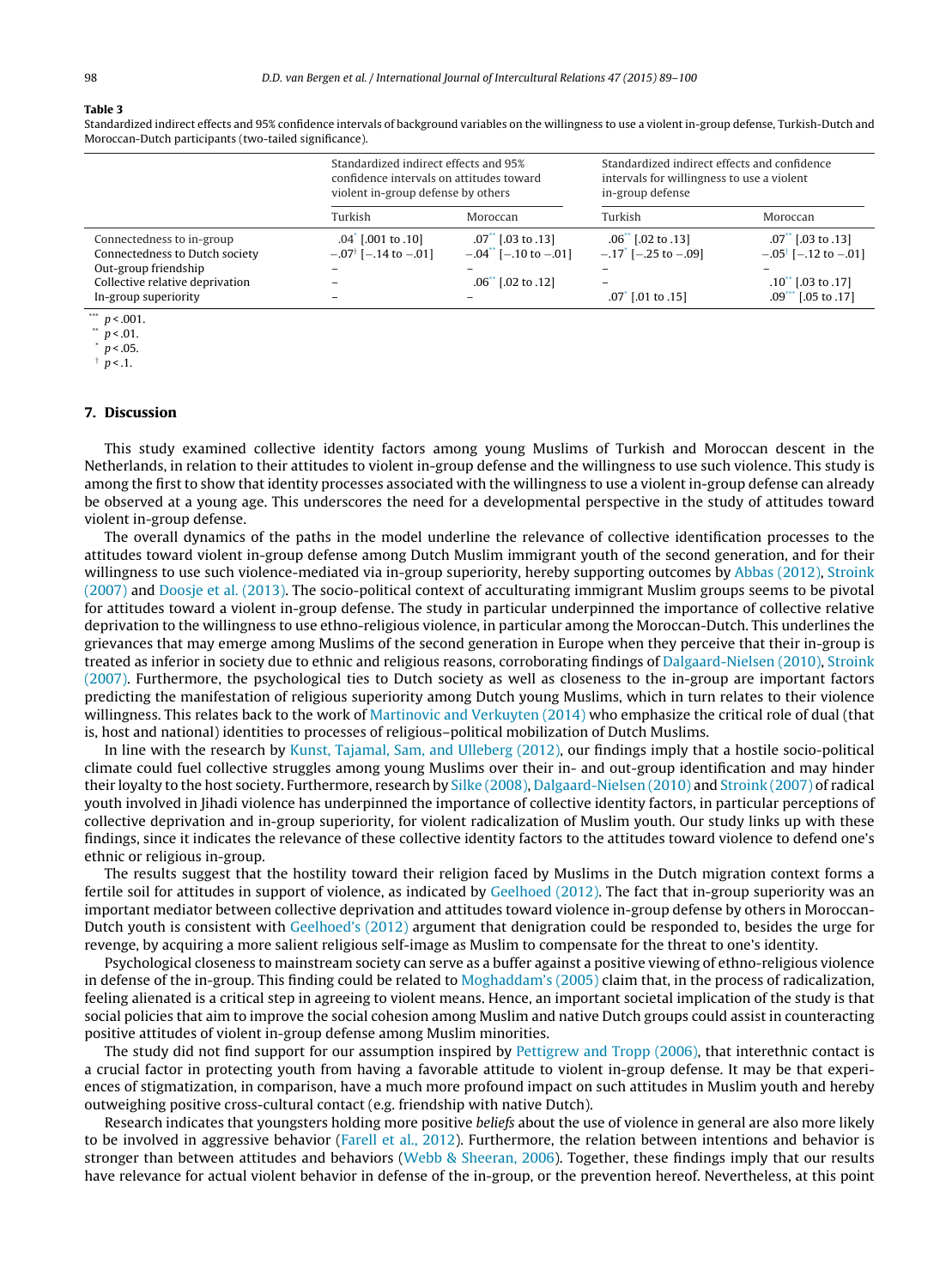**Table 3**

Standardized indirect effects and 95% confidence intervals of background variables on the willingness to use a violent in-group defense, Turkish-Dutch and Moroccan-Dutch participants (two-tailed significance).

| | Standardized indirect effects and 95% confidence intervals on attitudes toward violent in-group defense by others | | Standardized indirect effects and confidence intervals for willingness to use a violent in-group defense | |
|---|---|---|---|---|
| | Turkish | Moroccan | Turkish | Moroccan |
| Connectedness to in-group | .04* [.001 to .10] | .07** [.03 to .13] | .06** [.02 to .13] | .07** [.03 to .13] |
| Connectedness to Dutch society | −.07† [−.14 to −.01] | −.04** [−.10 to −.01] | −.17* [−.25 to −.09] | −.05† [−.12 to −.01] |
| Out-group friendship | – | – | – | – |
| Collective relative deprivation | – | .06** [.02 to .12] | – | .10** [.03 to .17] |
| In-group superiority | – | – | .07* [.01 to .15] | .09*** [.05 to .17] |

*** $p < .001$.
** $p < .01$.
* $p < .05$.
† $p < .1$.

## 7. Discussion

This study examined collective identity factors among young Muslims of Turkish and Moroccan descent in the Netherlands, in relation to their attitudes to violent in-group defense and the willingness to use such violence. This study is among the first to show that identity processes associated with the willingness to use a violent in-group defense can already be observed at a young age. This underscores the need for a developmental perspective in the study of attitudes toward violent in-group defense.

The overall dynamics of the paths in the model underline the relevance of collective identification processes to the attitudes toward violent in-group defense among Dutch Muslim immigrant youth of the second generation, and for their willingness to use such violence-mediated via in-group superiority, hereby supporting outcomes by Abbas (2012), Stroink (2007) and Doosje et al. (2013). The socio-political context of acculturating immigrant Muslim groups seems to be pivotal for attitudes toward a violent in-group defense. The study in particular underpinned the importance of collective relative deprivation to the willingness to use ethno-religious violence, in particular among the Moroccan-Dutch. This underlines the grievances that may emerge among Muslims of the second generation in Europe when they perceive that their in-group is treated as inferior in society due to ethnic and religious reasons, corroborating findings of Dalgaard-Nielsen (2010), Stroink (2007). Furthermore, the psychological ties to Dutch society as well as closeness to the in-group are important factors predicting the manifestation of religious superiority among Dutch young Muslims, which in turn relates to their violence willingness. This relates back to the work of Martinovic and Verkuyten (2014) who emphasize the critical role of dual (that is, host and national) identities to processes of religious–political mobilization of Dutch Muslims.

In line with the research by Kunst, Tajamal, Sam, and Ulleberg (2012), our findings imply that a hostile socio-political climate could fuel collective struggles among young Muslims over their in- and out-group identification and may hinder their loyalty to the host society. Furthermore, research by Silke (2008), Dalgaard-Nielsen (2010) and Stroink (2007) of radical youth involved in Jihadi violence has underpinned the importance of collective identity factors, in particular perceptions of collective deprivation and in-group superiority, for violent radicalization of Muslim youth. Our study links up with these findings, since it indicates the relevance of these collective identity factors to the attitudes toward violence to defend one's ethnic or religious in-group.

The results suggest that the hostility toward their religion faced by Muslims in the Dutch migration context forms a fertile soil for attitudes in support of violence, as indicated by Geelhoed (2012). The fact that in-group superiority was an important mediator between collective deprivation and attitudes toward violence in-group defense by others in Moroccan-Dutch youth is consistent with Geelhoed's (2012) argument that denigration could be responded to, besides the urge for revenge, by acquiring a more salient religious self-image as Muslim to compensate for the threat to one's identity.

Psychological closeness to mainstream society can serve as a buffer against a positive viewing of ethno-religious violence in defense of the in-group. This finding could be related to Moghaddam's (2005) claim that, in the process of radicalization, feeling alienated is a critical step in agreeing to violent means. Hence, an important societal implication of the study is that social policies that aim to improve the social cohesion among Muslim and native Dutch groups could assist in counteracting positive attitudes of violent in-group defense among Muslim minorities.

The study did not find support for our assumption inspired by Pettigrew and Tropp (2006), that interethnic contact is a crucial factor in protecting youth from having a favorable attitude to violent in-group defense. It may be that experiences of stigmatization, in comparison, have a much more profound impact on such attitudes in Muslim youth and hereby outweighing positive cross-cultural contact (e.g. friendship with native Dutch).

Research indicates that youngsters holding more positive *beliefs* about the use of violence in general are also more likely to be involved in aggressive behavior (Farell et al., 2012). Furthermore, the relation between intentions and behavior is stronger than between attitudes and behaviors (Webb & Sheeran, 2006). Together, these findings imply that our results have relevance for actual violent behavior in defense of the in-group, or the prevention hereof. Nevertheless, at this point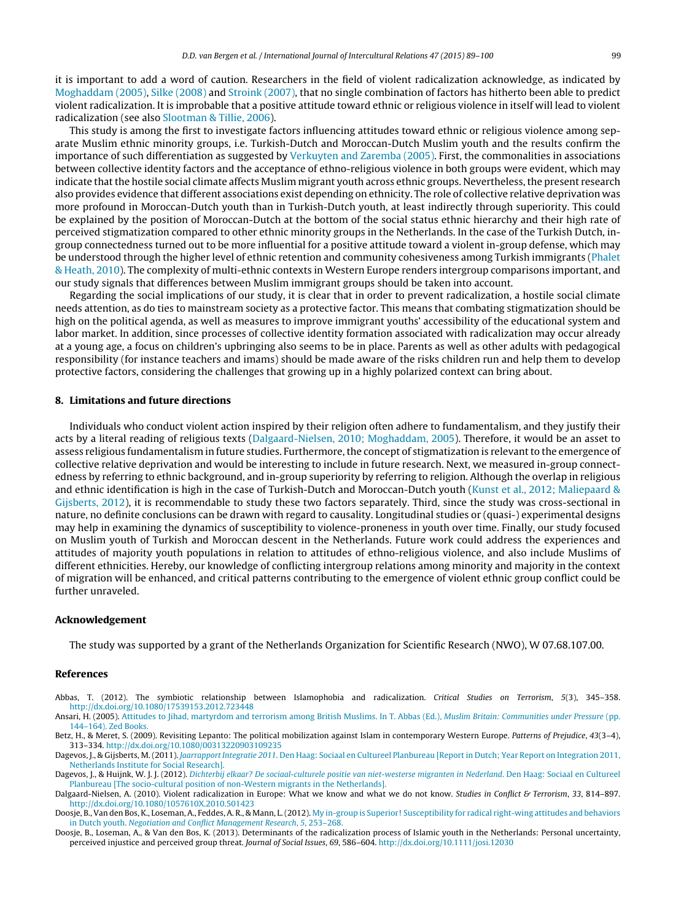it is important to add a word of caution. Researchers in the field of violent radicalization acknowledge, as indicated by Moghaddam (2005), Silke (2008) and Stroink (2007), that no single combination of factors has hitherto been able to predict violent radicalization. It is improbable that a positive attitude toward ethnic or religious violence in itself will lead to violent radicalization (see also Slootman & Tillie, 2006).

This study is among the first to investigate factors influencing attitudes toward ethnic or religious violence among separate Muslim ethnic minority groups, i.e. Turkish-Dutch and Moroccan-Dutch Muslim youth and the results confirm the importance of such differentiation as suggested by Verkuyten and Zaremba (2005). First, the commonalities in associations between collective identity factors and the acceptance of ethno-religious violence in both groups were evident, which may indicate that the hostile social climate affects Muslim migrant youth across ethnic groups. Nevertheless, the present research also provides evidence that different associations exist depending on ethnicity. The role of collective relative deprivation was more profound in Moroccan-Dutch youth than in Turkish-Dutch youth, at least indirectly through superiority. This could be explained by the position of Moroccan-Dutch at the bottom of the social status ethnic hierarchy and their high rate of perceived stigmatization compared to other ethnic minority groups in the Netherlands. In the case of the Turkish Dutch, in-group connectedness turned out to be more influential for a positive attitude toward a violent in-group defense, which may be understood through the higher level of ethnic retention and community cohesiveness among Turkish immigrants (Phalet & Heath, 2010). The complexity of multi-ethnic contexts in Western Europe renders intergroup comparisons important, and our study signals that differences between Muslim immigrant groups should be taken into account.

Regarding the social implications of our study, it is clear that in order to prevent radicalization, a hostile social climate needs attention, as do ties to mainstream society as a protective factor. This means that combating stigmatization should be high on the political agenda, as well as measures to improve immigrant youths' accessibility of the educational system and labor market. In addition, since processes of collective identity formation associated with radicalization may occur already at a young age, a focus on children's upbringing also seems to be in place. Parents as well as other adults with pedagogical responsibility (for instance teachers and imams) should be made aware of the risks children run and help them to develop protective factors, considering the challenges that growing up in a highly polarized context can bring about.

## 8. Limitations and future directions

Individuals who conduct violent action inspired by their religion often adhere to fundamentalism, and they justify their acts by a literal reading of religious texts (Dalgaard-Nielsen, 2010; Moghaddam, 2005). Therefore, it would be an asset to assess religious fundamentalism in future studies. Furthermore, the concept of stigmatization is relevant to the emergence of collective relative deprivation and would be interesting to include in future research. Next, we measured in-group connectedness by referring to ethnic background, and in-group superiority by referring to religion. Although the overlap in religious and ethnic identification is high in the case of Turkish-Dutch and Moroccan-Dutch youth (Kunst et al., 2012; Maliepaard & Gijsberts, 2012), it is recommendable to study these two factors separately. Third, since the study was cross-sectional in nature, no definite conclusions can be drawn with regard to causality. Longitudinal studies or (quasi-) experimental designs may help in examining the dynamics of susceptibility to violence-proneness in youth over time. Finally, our study focused on Muslim youth of Turkish and Moroccan descent in the Netherlands. Future work could address the experiences and attitudes of majority youth populations in relation to attitudes of ethno-religious violence, and also include Muslims of different ethnicities. Hereby, our knowledge of conflicting intergroup relations among minority and majority in the context of migration will be enhanced, and critical patterns contributing to the emergence of violent ethnic group conflict could be further unraveled.

## Acknowledgement

The study was supported by a grant of the Netherlands Organization for Scientific Research (NWO), W 07.68.107.00.

## References

Abbas, T. (2012). The symbiotic relationship between Islamophobia and radicalization. *Critical Studies on Terrorism*, *5*(3), 345–358. http://dx.doi.org/10.1080/17539153.2012.723448

Ansari, H. (2005). Attitudes to Jihad, martyrdom and terrorism among British Muslims. In T. Abbas (Ed.), *Muslim Britain: Communities under Pressure* (pp. 144–164). Zed Books.

Betz, H., & Meret, S. (2009). Revisiting Lepanto: The political mobilization against Islam in contemporary Western Europe. *Patterns of Prejudice*, *43*(3–4), 313–334. http://dx.doi.org/10.1080/00313220903109235

Dagevos, J., & Gijsberts, M. (2011). *Jaarrapport Integratie 2011*. Den Haag: Sociaal en Cultureel Planbureau [Report in Dutch; Year Report on Integration 2011, Netherlands Institute for Social Research].

Dagevos, J., & Huijnk, W. J. J. (2012). *Dichterbij elkaar? De sociaal-culturele positie van niet-westerse migranten in Nederland*. Den Haag: Sociaal en Cultureel Planbureau [The socio-cultural position of non-Western migrants in the Netherlands].

Dalgaard-Nielsen, A. (2010). Violent radicalization in Europe: What we know and what we do not know. *Studies in Conflict & Terrorism*, *33*, 814–897. http://dx.doi.org/10.1080/1057610X.2010.501423

Doosje, B., Van den Bos, K., Loseman, A., Feddes, A. R., & Mann, L. (2012). My in-group is Superior! Susceptibility for radical right-wing attitudes and behaviors in Dutch youth. *Negotiation and Conflict Management Research*, *5*, 253–268.

Doosje, B., Loseman, A., & Van den Bos, K. (2013). Determinants of the radicalization process of Islamic youth in the Netherlands: Personal uncertainty, perceived injustice and perceived group threat. *Journal of Social Issues*, *69*, 586–604. http://dx.doi.org/10.1111/josi.12030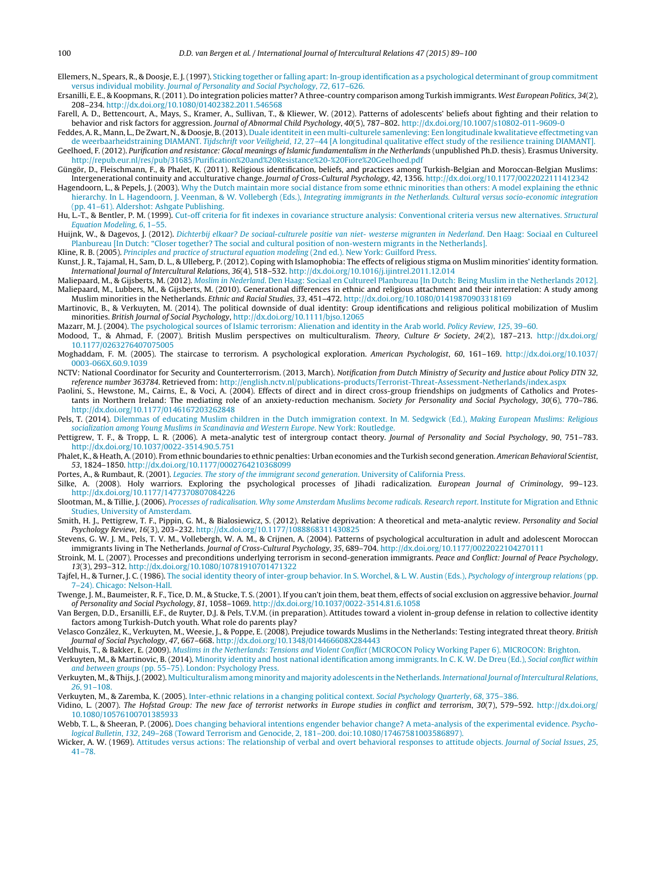Ellemers, N., Spears, R., & Doosje, E. J. (1997). Sticking together or falling apart: In-group identification as a psychological determinant of group commitment versus individual mobility. *Journal of Personality and Social Psychology*, *72*, 617–626.

Ersanilli, E. E., & Koopmans, R. (2011). Do integration policies matter? A three-country comparison among Turkish immigrants. *West European Politics*, *34*(2), 208–234. http://dx.doi.org/10.1080/01402382.2011.546568

Farell, A. D., Bettencourt, A., Mays, S., Kramer, A., Sullivan, T., & Kliewer, W. (2012). Patterns of adolescents' beliefs about fighting and their relation to behavior and risk factors for aggression. *Journal of Abnormal Child Psychology*, *40*(5), 787–802. http://dx.doi.org/10.1007/s10802-011-9609-0

Feddes, A. R., Mann, L., De Zwart, N., & Doosje, B. (2013). Duale identiteit in een multi-culturele samenleving: Een longitudinale kwalitatieve effectmeting van de weerbaarheidstraining DIAMANT. *Tijdschrift voor Veiligheid*, *12*, 27–44 [A longitudinal qualitative effect study of the resilience training DIAMANT].

Geelhoed, F. (2012). *Purification and resistance: Glocal meanings of Islamic fundamentalism in the Netherlands* (unpublished Ph.D. thesis). Erasmus University. http://repub.eur.nl/res/pub/31685/Purification%20and%20Resistance%20-%20Fiore%20Geelhoed.pdf

Güngör, D., Fleischmann, F., & Phalet, K. (2011). Religious identification, beliefs, and practices among Turkish-Belgian and Moroccan-Belgian Muslims: Intergenerational continuity and acculturative change. *Journal of Cross-Cultural Psychology*, *42*, 1356. http://dx.doi.org/10.1177/0022022111412342

Hagendoorn, L., & Pepels, J. (2003). Why the Dutch maintain more social distance from some ethnic minorities than others: A model explaining the ethnic hierarchy. In L. Hagendoorn, J. Veenman, & W. Vollebergh (Eds.), *Integrating immigrants in the Netherlands. Cultural versus socio-economic integration* (pp. 41–61). Aldershot: Ashgate Publishing.

Hu, L.-T., & Bentler, P. M. (1999). Cut-off criteria for fit indexes in covariance structure analysis: Conventional criteria versus new alternatives. *Structural Equation Modeling*, *6*, 1–55.

Huijnk, W., & Dagevos, J. (2012). *Dichterbij elkaar? De sociaal-culturele positie van niet- westerse migranten in Nederland*. Den Haag: Sociaal en Cultureel Planbureau [In Dutch: "Closer together? The social and cultural position of non-western migrants in the Netherlands].

Kline, R. B. (2005). *Principles and practice of structural equation modeling* (2nd ed.). New York: Guilford Press.

Kunst, J. R., Tajamal, H., Sam, D. L., & Ulleberg, P. (2012). Coping with Islamophobia: The effects of religious stigma on Muslim minorities' identity formation. *International Journal of Intercultural Relations*, *36*(4), 518–532. http://dx.doi.org/10.1016/j.ijintrel.2011.12.014

Maliepaard, M., & Gijsberts, M. (2012). *Moslim in Nederland*. Den Haag: Sociaal en Cultureel Planbureau [In Dutch: Being Muslim in the Netherlands 2012].

Maliepaard, M., Lubbers, M., & Gijsberts, M. (2010). Generational differences in ethnic and religious attachment and their interrelation: A study among Muslim minorities in the Netherlands. *Ethnic and Racial Studies*, *33*, 451–472. http://dx.doi.org/10.1080/01419870903318169

Martinovic, B., & Verkuyten, M. (2014). The political downside of dual identity: Group identifications and religious political mobilization of Muslim minorities. *British Journal of Social Psychology*, http://dx.doi.org/10.1111/bjso.12065

Mazarr, M. J. (2004). The psychological sources of Islamic terrorism: Alienation and identity in the Arab world. *Policy Review*, *125*, 39–60.

Modood, T., & Ahmad, F. (2007). British Muslim perspectives on multiculturalism. *Theory, Culture & Society*, *24*(2), 187–213. http://dx.doi.org/10.1177/0263276407075005

Moghaddam, F. M. (2005). The staircase to terrorism. A psychological exploration. *American Psychologist*, *60*, 161–169. http://dx.doi.org/10.1037/0003-066X.60.9.1039

NCTV: National Coordinator for Security and Counterterrorism. (2013, March). *Notification from Dutch Ministry of Security and Justice about Policy DTN 32, reference number 363784*. Retrieved from: http://english.nctv.nl/publications-products/Terrorist-Threat-Assessment-Netherlands/index.aspx

Paolini, S., Hewstone, M., Cairns, E., & Voci, A. (2004). Effects of direct and in direct cross-group friendships on judgments of Catholics and Protestants in Northern Ireland: The mediating role of an anxiety-reduction mechanism. *Society for Personality and Social Psychology*, *30*(6), 770–786. http://dx.doi.org/10.1177/0146167203262848

Pels, T. (2014). Dilemmas of educating Muslim children in the Dutch immigration context. In M. Sedgwick (Ed.), *Making European Muslims: Religious socialization among Young Muslims in Scandinavia and Western Europe*. New York: Routledge.

Pettigrew, T. F., & Tropp, L. R. (2006). A meta-analytic test of intergroup contact theory. *Journal of Personality and Social Psychology*, *90*, 751–783. http://dx.doi.org/10.1037/0022-3514.90.5.751

Phalet, K., & Heath, A. (2010). From ethnic boundaries to ethnic penalties: Urban economies and the Turkish second generation. *American Behavioral Scientist*, *53*, 1824–1850. http://dx.doi.org/10.1177/0002764210368099

Portes, A., & Rumbaut, R. (2001). *Legacies. The story of the immigrant second generation*. University of California Press.

Silke, A. (2008). Holy warriors. Exploring the psychological processes of Jihadi radicalization. *European Journal of Criminology*, 99–123. http://dx.doi.org/10.1177/1477370807084226

Slootman, M., & Tillie, J. (2006). *Processes of radicalisation. Why some Amsterdam Muslims become radicals. Research report*. Institute for Migration and Ethnic Studies, University of Amsterdam.

Smith, H. J., Pettigrew, T. F., Pippin, G. M., & Bialosiewicz, S. (2012). Relative deprivation: A theoretical and meta-analytic review. *Personality and Social Psychology Review*, *16*(3), 203–232. http://dx.doi.org/10.1177/1088868311430825

Stevens, G. W. J. M., Pels, T. V. M., Vollebergh, W. A. M., & Crijnen, A. (2004). Patterns of psychological acculturation in adult and adolescent Moroccan immigrants living in The Netherlands. *Journal of Cross-Cultural Psychology*, *35*, 689–704. http://dx.doi.org/10.1177/0022022104270111

Stroink, M. L. (2007). Processes and preconditions underlying terrorism in second-generation immigrants. *Peace and Conflict: Journal of Peace Psychology*, *13*(3), 293–312. http://dx.doi.org/10.1080/10781910701471322

Tajfel, H., & Turner, J. C. (1986). The social identity theory of inter-group behavior. In S. Worchel, & L. W. Austin (Eds.), *Psychology of intergroup relations* (pp. 7–24). Chicago: Nelson-Hall.

Twenge, J. M., Baumeister, R. F., Tice, D. M., & Stucke, T. S. (2001). If you can't join them, beat them, effects of social exclusion on aggressive behavior. *Journal of Personality and Social Psychology*, *81*, 1058–1069. http://dx.doi.org/10.1037/0022-3514.81.6.1058

Van Bergen, D.D., Ersanilli, E.F., de Ruyter, D.J. & Pels, T.V.M. (in preparation). Attitudes toward a violent in-group defense in relation to collective identity factors among Turkish-Dutch youth. What role do parents play?

Velasco González, K., Verkuyten, M., Weesie, J., & Poppe, E. (2008). Prejudice towards Muslims in the Netherlands: Testing integrated threat theory. *British Journal of Social Psychology*, *47*, 667–668. http://dx.doi.org/10.1348/014466608X284443

Veldhuis, T., & Bakker, E. (2009). *Muslims in the Netherlands: Tensions and Violent Conflict* (MICROCON Policy Working Paper 6). MICROCON: Brighton.

Verkuyten, M., & Martinovic, B. (2014). Minority identity and host national identification among immigrants. In C. K. W. De Dreu (Ed.), *Social conflict within and between groups* (pp. 55–75). London: Psychology Press.

Verkuyten, M., & Thijs, J. (2002). Multiculturalism among minority and majority adolescents in the Netherlands. *International Journal of Intercultural Relations*, *26*, 91–108.

Verkuyten, M., & Zaremba, K. (2005). Inter-ethnic relations in a changing political context. *Social Psychology Quarterly*, *68*, 375–386.

Vidino, L. (2007). *The Hofstad Group: The new face of terrorist networks in Europe studies in conflict and terrorism*, *30*(7), 579–592. http://dx.doi.org/10.1080/10576100701385933

Webb, T. L., & Sheeran, P. (2006). Does changing behavioral intentions engender behavior change? A meta-analysis of the experimental evidence. *Psychological Bulletin*, *132*, 249–268 (Toward Terrorism and Genocide, 2, 181–200. doi:10.1080/17467581003586897).

Wicker, A. W. (1969). Attitudes versus actions: The relationship of verbal and overt behavioral responses to attitude objects. *Journal of Social Issues*, *25*, 41–78.